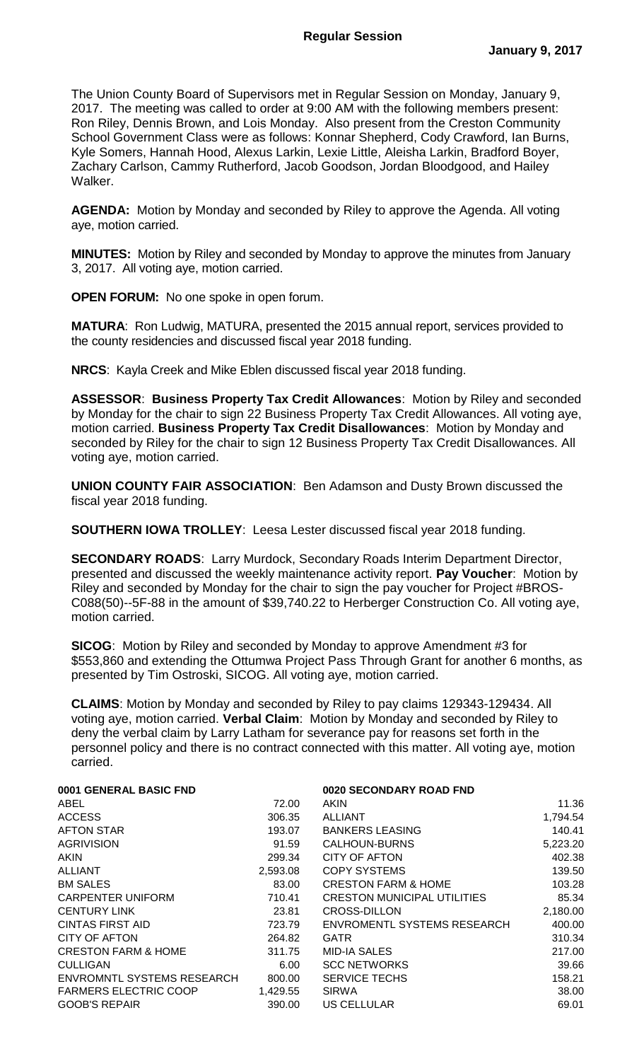# Regular Session

**January 9, 2017**

The Union County Board of Supervisors met in Regular Session on Monday, January 9, 2017. The meeting was called to order at 9:00 AM with the following members present: Ron Riley, Dennis Brown, and Lois Monday. Also present from the Creston Community School Government Class were as follows: Konnar Shepherd, Cody Crawford, Ian Burns, Kyle Somers, Hannah Hood, Alexus Larkin, Lexie Little, Aleisha Larkin, Bradford Boyer, Zachary Carlson, Cammy Rutherford, Jacob Goodson, Jordan Bloodgood, and Hailey Walker.

**AGENDA:** Motion by Monday and seconded by Riley to approve the Agenda. All voting aye, motion carried.

**MINUTES:** Motion by Riley and seconded by Monday to approve the minutes from January 3, 2017. All voting aye, motion carried.

**OPEN FORUM:** No one spoke in open forum.

**MATURA**: Ron Ludwig, MATURA, presented the 2015 annual report, services provided to the county residencies and discussed fiscal year 2018 funding.

**NRCS**: Kayla Creek and Mike Eblen discussed fiscal year 2018 funding.

**ASSESSOR**: **Business Property Tax Credit Allowances**: Motion by Riley and seconded by Monday for the chair to sign 22 Business Property Tax Credit Allowances. All voting aye, motion carried. **Business Property Tax Credit Disallowances**: Motion by Monday and seconded by Riley for the chair to sign 12 Business Property Tax Credit Disallowances. All voting aye, motion carried.

**UNION COUNTY FAIR ASSOCIATION**: Ben Adamson and Dusty Brown discussed the fiscal year 2018 funding.

**SOUTHERN IOWA TROLLEY**: Leesa Lester discussed fiscal year 2018 funding.

**SECONDARY ROADS**: Larry Murdock, Secondary Roads Interim Department Director, presented and discussed the weekly maintenance activity report. **Pay Voucher**: Motion by Riley and seconded by Monday for the chair to sign the pay voucher for Project #BROS-C088(50)--5F-88 in the amount of $39,740.22 to Herberger Construction Co. All voting aye, motion carried.

**SICOG**: Motion by Riley and seconded by Monday to approve Amendment #3 for $553,860 and extending the Ottumwa Project Pass Through Grant for another 6 months, as presented by Tim Ostroski, SICOG. All voting aye, motion carried.

**CLAIMS**: Motion by Monday and seconded by Riley to pay claims 129343-129434. All voting aye, motion carried. **Verbal Claim**: Motion by Monday and seconded by Riley to deny the verbal claim by Larry Latham for severance pay for reasons set forth in the personnel policy and there is no contract connected with this matter. All voting aye, motion carried.

| **0001 GENERAL BASIC FND** | |
|---|---|
| ABEL | 72.00 |
| ACCESS | 306.35 |
| AFTON STAR | 193.07 |
| AGRIVISION | 91.59 |
| AKIN | 299.34 |
| ALLIANT | 2,593.08 |
| BM SALES | 83.00 |
| CARPENTER UNIFORM | 710.41 |
| CENTURY LINK | 23.81 |
| CINTAS FIRST AID | 723.79 |
| CITY OF AFTON | 264.82 |
| CRESTON FARM & HOME | 311.75 |
| CULLIGAN | 6.00 |
| ENVROMNTL SYSTEMS RESEARCH | 800.00 |
| FARMERS ELECTRIC COOP | 1,429.55 |
| GOOB'S REPAIR | 390.00 |

| **0020 SECONDARY ROAD FND** | |
|---|---|
| AKIN | 11.36 |
| ALLIANT | 1,794.54 |
| BANKERS LEASING | 140.41 |
| CALHOUN-BURNS | 5,223.20 |
| CITY OF AFTON | 402.38 |
| COPY SYSTEMS | 139.50 |
| CRESTON FARM & HOME | 103.28 |
| CRESTON MUNICIPAL UTILITIES | 85.34 |
| CROSS-DILLON | 2,180.00 |
| ENVROMENTL SYSTEMS RESEARCH | 400.00 |
| GATR | 310.34 |
| MID-IA SALES | 217.00 |
| SCC NETWORKS | 39.66 |
| SERVICE TECHS | 158.21 |
| SIRWA | 38.00 |
| US CELLULAR | 69.01 |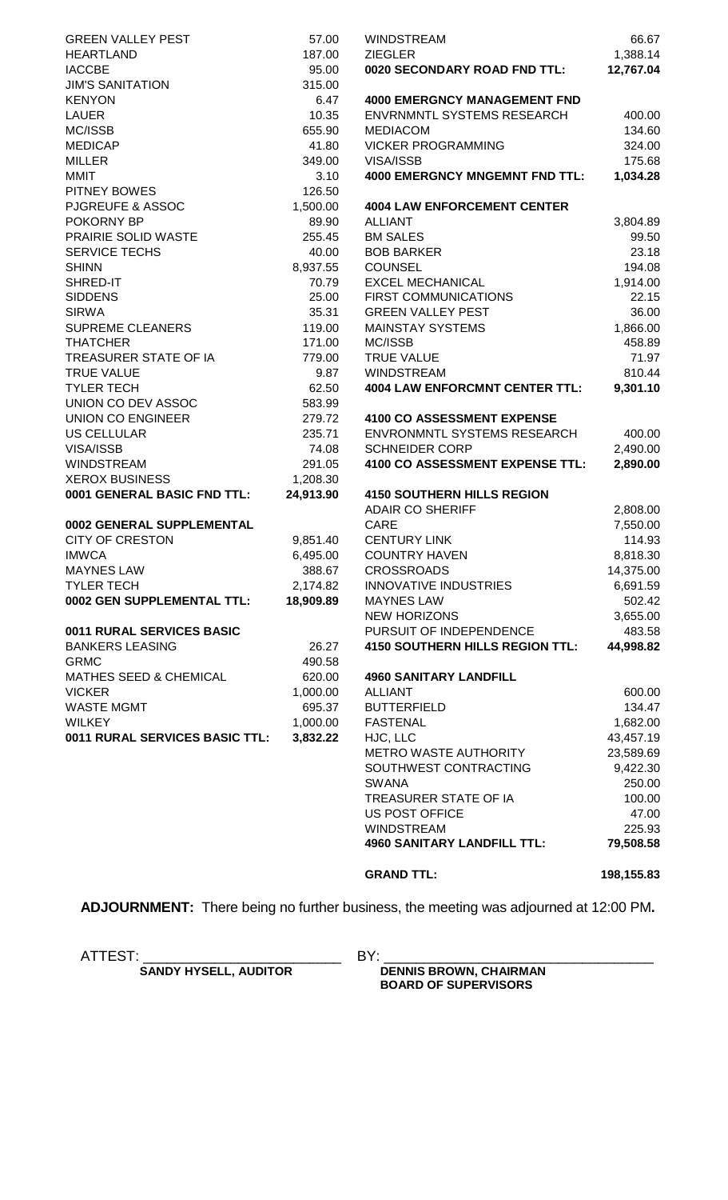| | |
|---|---|
| GREEN VALLEY PEST | 57.00 |
| HEARTLAND | 187.00 |
| IACCBE | 95.00 |
| JIM'S SANITATION | 315.00 |
| KENYON | 6.47 |
| LAUER | 10.35 |
| MC/ISSB | 655.90 |
| MEDICAP | 41.80 |
| MILLER | 349.00 |
| MMIT | 3.10 |
| PITNEY BOWES | 126.50 |
| PJGREUFE & ASSOC | 1,500.00 |
| POKORNY BP | 89.90 |
| PRAIRIE SOLID WASTE | 255.45 |
| SERVICE TECHS | 40.00 |
| SHINN | 8,937.55 |
| SHRED-IT | 70.79 |
| SIDDENS | 25.00 |
| SIRWA | 35.31 |
| SUPREME CLEANERS | 119.00 |
| THATCHER | 171.00 |
| TREASURER STATE OF IA | 779.00 |
| TRUE VALUE | 9.87 |
| TYLER TECH | 62.50 |
| UNION CO DEV ASSOC | 583.99 |
| UNION CO ENGINEER | 279.72 |
| US CELLULAR | 235.71 |
| VISA/ISSB | 74.08 |
| WINDSTREAM | 291.05 |
| XEROX BUSINESS | 1,208.30 |
| **0001 GENERAL BASIC FND TTL:** | **24,913.90** |

**0002 GENERAL SUPPLEMENTAL**

| | |
|---|---|
| CITY OF CRESTON | 9,851.40 |
| IMWCA | 6,495.00 |
| MAYNES LAW | 388.67 |
| TYLER TECH | 2,174.82 |
| **0002 GEN SUPPLEMENTAL TTL:** | **18,909.89** |

**0011 RURAL SERVICES BASIC**

| | |
|---|---|
| BANKERS LEASING | 26.27 |
| GRMC | 490.58 |
| MATHES SEED & CHEMICAL | 620.00 |
| VICKER | 1,000.00 |
| WASTE MGMT | 695.37 |
| WILKEY | 1,000.00 |
| **0011 RURAL SERVICES BASIC TTL:** | **3,832.22** |

| | |
|---|---|
| WINDSTREAM | 66.67 |
| ZIEGLER | 1,388.14 |
| **0020 SECONDARY ROAD FND TTL:** | **12,767.04** |

**4000 EMERGNCY MANAGEMENT FND**

| | |
|---|---|
| ENVRNMNTL SYSTEMS RESEARCH | 400.00 |
| MEDIACOM | 134.60 |
| VICKER PROGRAMMING | 324.00 |
| VISA/ISSB | 175.68 |
| **4000 EMERGNCY MNGEMNT FND TTL:** | **1,034.28** |

**4004 LAW ENFORCEMENT CENTER**

| | |
|---|---|
| ALLIANT | 3,804.89 |
| BM SALES | 99.50 |
| BOB BARKER | 23.18 |
| COUNSEL | 194.08 |
| EXCEL MECHANICAL | 1,914.00 |
| FIRST COMMUNICATIONS | 22.15 |
| GREEN VALLEY PEST | 36.00 |
| MAINSTAY SYSTEMS | 1,866.00 |
| MC/ISSB | 458.89 |
| TRUE VALUE | 71.97 |
| WINDSTREAM | 810.44 |
| **4004 LAW ENFORCMNT CENTER TTL:** | **9,301.10** |

**4100 CO ASSESSMENT EXPENSE**

| | |
|---|---|
| ENVRONMNTL SYSTEMS RESEARCH | 400.00 |
| SCHNEIDER CORP | 2,490.00 |
| **4100 CO ASSESSMENT EXPENSE TTL:** | **2,890.00** |

**4150 SOUTHERN HILLS REGION**

| | |
|---|---|
| ADAIR CO SHERIFF | 2,808.00 |
| CARE | 7,550.00 |
| CENTURY LINK | 114.93 |
| COUNTRY HAVEN | 8,818.30 |
| CROSSROADS | 14,375.00 |
| INNOVATIVE INDUSTRIES | 6,691.59 |
| MAYNES LAW | 502.42 |
| NEW HORIZONS | 3,655.00 |
| PURSUIT OF INDEPENDENCE | 483.58 |
| **4150 SOUTHERN HILLS REGION TTL:** | **44,998.82** |

**4960 SANITARY LANDFILL**

| | |
|---|---|
| ALLIANT | 600.00 |
| BUTTERFIELD | 134.47 |
| FASTENAL | 1,682.00 |
| HJC, LLC | 43,457.19 |
| METRO WASTE AUTHORITY | 23,589.69 |
| SOUTHWEST CONTRACTING | 9,422.30 |
| SWANA | 250.00 |
| TREASURER STATE OF IA | 100.00 |
| US POST OFFICE | 47.00 |
| WINDSTREAM | 225.93 |
| **4960 SANITARY LANDFILL TTL:** | **79,508.58** |

| | |
|---|---|
| **GRAND TTL:** | **198,155.83** |

**ADJOURNMENT:** There being no further business, the meeting was adjourned at 12:00 PM**.**

ATTEST: ________________________ BY: ________________________________

**SANDY HYSELL, AUDITOR**

**DENNIS BROWN, CHAIRMAN**
**BOARD OF SUPERVISORS**